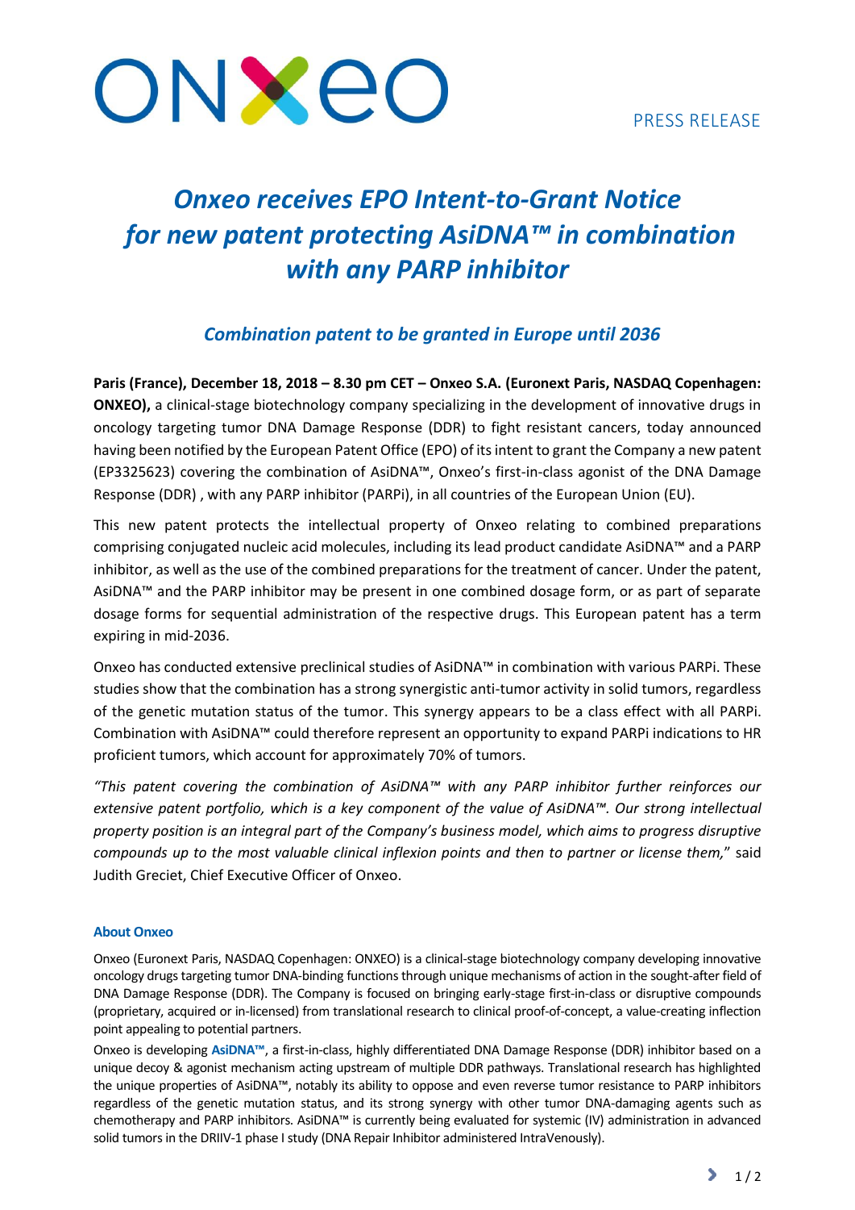PRESS RELEASE

# *Onxeo receives EPO Intent-to-Grant Notice for new patent protecting AsiDNA™ in combination with any PARP inhibitor*

## *Combination patent to be granted in Europe until 2036*

**Paris (France), December 18, 2018 – 8.30 pm CET – Onxeo S.A. (Euronext Paris, NASDAQ Copenhagen: ONXEO),** a clinical-stage biotechnology company specializing in the development of innovative drugs in oncology targeting tumor DNA Damage Response (DDR) to fight resistant cancers, today announced having been notified by the European Patent Office (EPO) of its intent to grant the Company a new patent (EP3325623) covering the combination of AsiDNA™, Onxeo's first-in-class agonist of the DNA Damage Response (DDR) , with any PARP inhibitor (PARPi), in all countries of the European Union (EU).

This new patent protects the intellectual property of Onxeo relating to combined preparations comprising conjugated nucleic acid molecules, including its lead product candidate AsiDNA™ and a PARP inhibitor, as well as the use of the combined preparations for the treatment of cancer. Under the patent, AsiDNA™ and the PARP inhibitor may be present in one combined dosage form, or as part of separate dosage forms for sequential administration of the respective drugs. This European patent has a term expiring in mid-2036.

Onxeo has conducted extensive preclinical studies of AsiDNA™ in combination with various PARPi. These studies show that the combination has a strong synergistic anti-tumor activity in solid tumors, regardless of the genetic mutation status of the tumor. This synergy appears to be a class effect with all PARPi. Combination with AsiDNA™ could therefore represent an opportunity to expand PARPi indications to HR proficient tumors, which account for approximately 70% of tumors.

*"This patent covering the combination of AsiDNA™ with any PARP inhibitor further reinforces our extensive patent portfolio, which is a key component of the value of AsiDNA™. Our strong intellectual property position is an integral part of the Company's business model, which aims to progress disruptive compounds up to the most valuable clinical inflexion points and then to partner or license them,"* said Judith Greciet, Chief Executive Officer of Onxeo.

### About Onxeo

Onxeo (Euronext Paris, NASDAQ Copenhagen: ONXEO) is a clinical-stage biotechnology company developing innovative oncology drugs targeting tumor DNA-binding functions through unique mechanisms of action in the sought-after field of DNA Damage Response (DDR). The Company is focused on bringing early-stage first-in-class or disruptive compounds (proprietary, acquired or in-licensed) from translational research to clinical proof-of-concept, a value-creating inflection point appealing to potential partners.

Onxeo is developing **AsiDNA™**, a first-in-class, highly differentiated DNA Damage Response (DDR) inhibitor based on a unique decoy & agonist mechanism acting upstream of multiple DDR pathways. Translational research has highlighted the unique properties of AsiDNA™, notably its ability to oppose and even reverse tumor resistance to PARP inhibitors regardless of the genetic mutation status, and its strong synergy with other tumor DNA-damaging agents such as chemotherapy and PARP inhibitors. AsiDNA™ is currently being evaluated for systemic (IV) administration in advanced solid tumors in the DRIIV-1 phase I study (DNA Repair Inhibitor administered IntraVenously).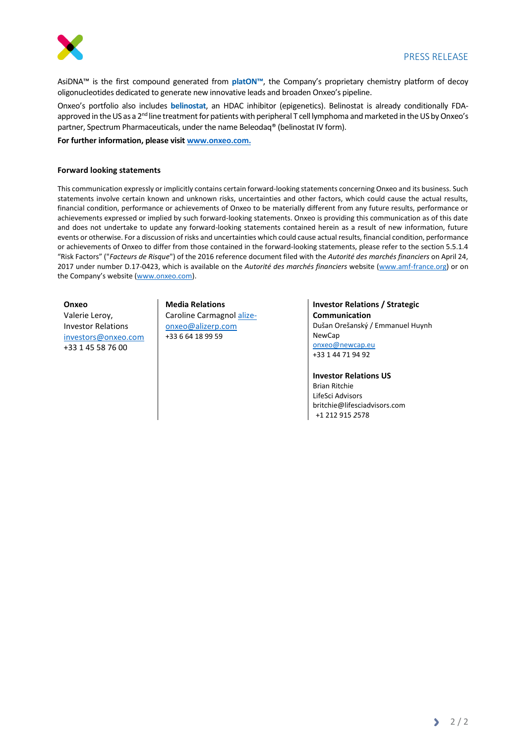AsiDNA™ is the first compound generated from **platON™**, the Company's proprietary chemistry platform of decoy oligonucleotides dedicated to generate new innovative leads and broaden Onxeo's pipeline.

Onxeo's portfolio also includes **belinostat**, an HDAC inhibitor (epigenetics). Belinostat is already conditionally FDA-approved in the US as a 2nd line treatment for patients with peripheral T cell lymphoma and marketed in the US by Onxeo's partner, Spectrum Pharmaceuticals, under the name Beleodaq® (belinostat IV form).

**For further information, please visit [www.onxeo.com.](http://www.onxeo.com)**

**Forward looking statements**

This communication expressly or implicitly contains certain forward-looking statements concerning Onxeo and its business. Such statements involve certain known and unknown risks, uncertainties and other factors, which could cause the actual results, financial condition, performance or achievements of Onxeo to be materially different from any future results, performance or achievements expressed or implied by such forward-looking statements. Onxeo is providing this communication as of this date and does not undertake to update any forward-looking statements contained herein as a result of new information, future events or otherwise. For a discussion of risks and uncertainties which could cause actual results, financial condition, performance or achievements of Onxeo to differ from those contained in the forward-looking statements, please refer to the section 5.5.1.4 "Risk Factors" ("*Facteurs de Risque*") of the 2016 reference document filed with the *Autorité des marchés financiers* on April 24, 2017 under number D.17-0423, which is available on the *Autorité des marchés financiers* website (www.amf-france.org) or on the Company's website (www.onxeo.com).

**Onxeo**
Valerie Leroy,
Investor Relations
investors@onxeo.com
+33 1 45 58 76 00

**Media Relations**
Caroline Carmagnol alize-onxeo@alizerp.com
+33 6 64 18 99 59

**Investor Relations / Strategic Communication**
Dušan Orešanský / Emmanuel Huynh
NewCap
onxeo@newcap.eu
+33 1 44 71 94 92

**Investor Relations US**
Brian Ritchie
LifeSci Advisors
britchie@lifesciadvisors.com
+1 212 915 2578